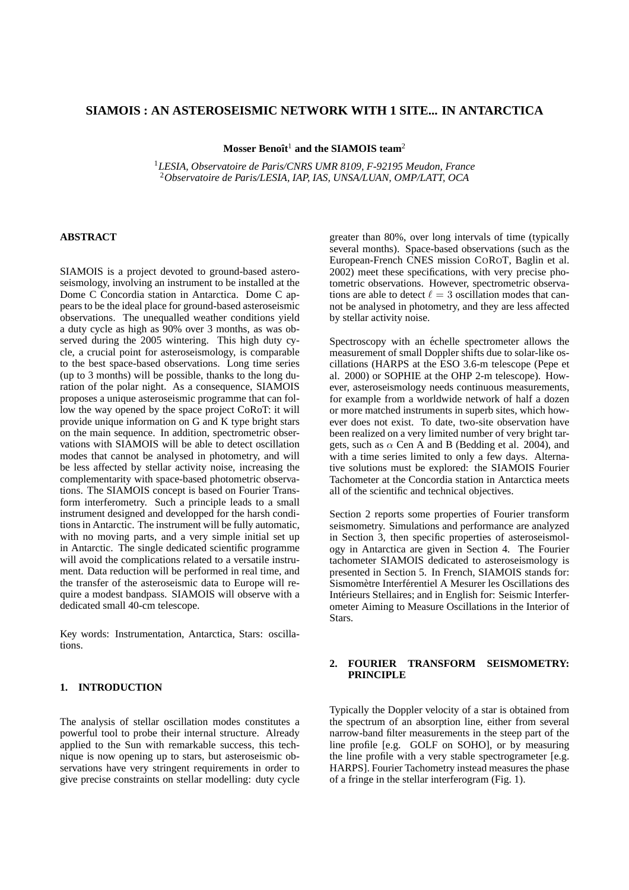# SIAMOIS : AN ASTEROSEISMIC NETWORK WITH 1 SITE... IN ANTARCTICA

**Mosser Benoît[1] and the SIAMOIS team[2]**

[1]*LESIA, Observatoire de Paris/CNRS UMR 8109, F-92195 Meudon, France*
[2]*Observatoire de Paris/LESIA, IAP, IAS, UNSA/LUAN, OMP/LATT, OCA*

## ABSTRACT

SIAMOIS is a project devoted to ground-based asteroseismology, involving an instrument to be installed at the Dome C Concordia station in Antarctica. Dome C appears to be the ideal place for ground-based asteroseismic observations. The unequalled weather conditions yield a duty cycle as high as 90% over 3 months, as was observed during the 2005 wintering. This high duty cycle, a crucial point for asteroseismology, is comparable to the best space-based observations. Long time series (up to 3 months) will be possible, thanks to the long duration of the polar night. As a consequence, SIAMOIS proposes a unique asteroseismic programme that can follow the way opened by the space project CoRoT: it will provide unique information on G and K type bright stars on the main sequence. In addition, spectrometric observations with SIAMOIS will be able to detect oscillation modes that cannot be analysed in photometry, and will be less affected by stellar activity noise, increasing the complementarity with space-based photometric observations. The SIAMOIS concept is based on Fourier Transform interferometry. Such a principle leads to a small instrument designed and developped for the harsh conditions in Antarctic. The instrument will be fully automatic, with no moving parts, and a very simple initial set up in Antarctic. The single dedicated scientific programme will avoid the complications related to a versatile instrument. Data reduction will be performed in real time, and the transfer of the asteroseismic data to Europe will require a modest bandpass. SIAMOIS will observe with a dedicated small 40-cm telescope.

Key words: Instrumentation, Antarctica, Stars: oscillations.

## 1. INTRODUCTION

The analysis of stellar oscillation modes constitutes a powerful tool to probe their internal structure. Already applied to the Sun with remarkable success, this technique is now opening up to stars, but asteroseismic observations have very stringent requirements in order to give precise constraints on stellar modelling: duty cycle greater than 80%, over long intervals of time (typically several months). Space-based observations (such as the European-French CNES mission CoRoT, Baglin et al. 2002) meet these specifications, with very precise photometric observations. However, spectrometric observations are able to detect $\ell = 3$ oscillation modes that cannot be analysed in photometry, and they are less affected by stellar activity noise.

Spectroscopy with an échelle spectrometer allows the measurement of small Doppler shifts due to solar-like oscillations (HARPS at the ESO 3.6-m telescope (Pepe et al. 2000) or SOPHIE at the OHP 2-m telescope). However, asteroseismology needs continuous measurements, for example from a worldwide network of half a dozen or more matched instruments in superb sites, which however does not exist. To date, two-site observation have been realized on a very limited number of very bright targets, such as $\alpha$ Cen A and B (Bedding et al. 2004), and with a time series limited to only a few days. Alternative solutions must be explored: the SIAMOIS Fourier Tachometer at the Concordia station in Antarctica meets all of the scientific and technical objectives.

Section 2 reports some properties of Fourier transform seismometry. Simulations and performance are analyzed in Section 3, then specific properties of asteroseismology in Antarctica are given in Section 4. The Fourier tachometer SIAMOIS dedicated to asteroseismology is presented in Section 5. In French, SIAMOIS stands for: Sismomètre Interférentiel A Mesurer les Oscillations des Intérieurs Stellaires; and in English for: Seismic Interferometer Aiming to Measure Oscillations in the Interior of Stars.

## 2. FOURIER TRANSFORM SEISMOMETRY: PRINCIPLE

Typically the Doppler velocity of a star is obtained from the spectrum of an absorption line, either from several narrow-band filter measurements in the steep part of the line profile [e.g. GOLF on SOHO], or by measuring the line profile with a very stable spectrogrameter [e.g. HARPS]. Fourier Tachometry instead measures the phase of a fringe in the stellar interferogram (Fig. 1).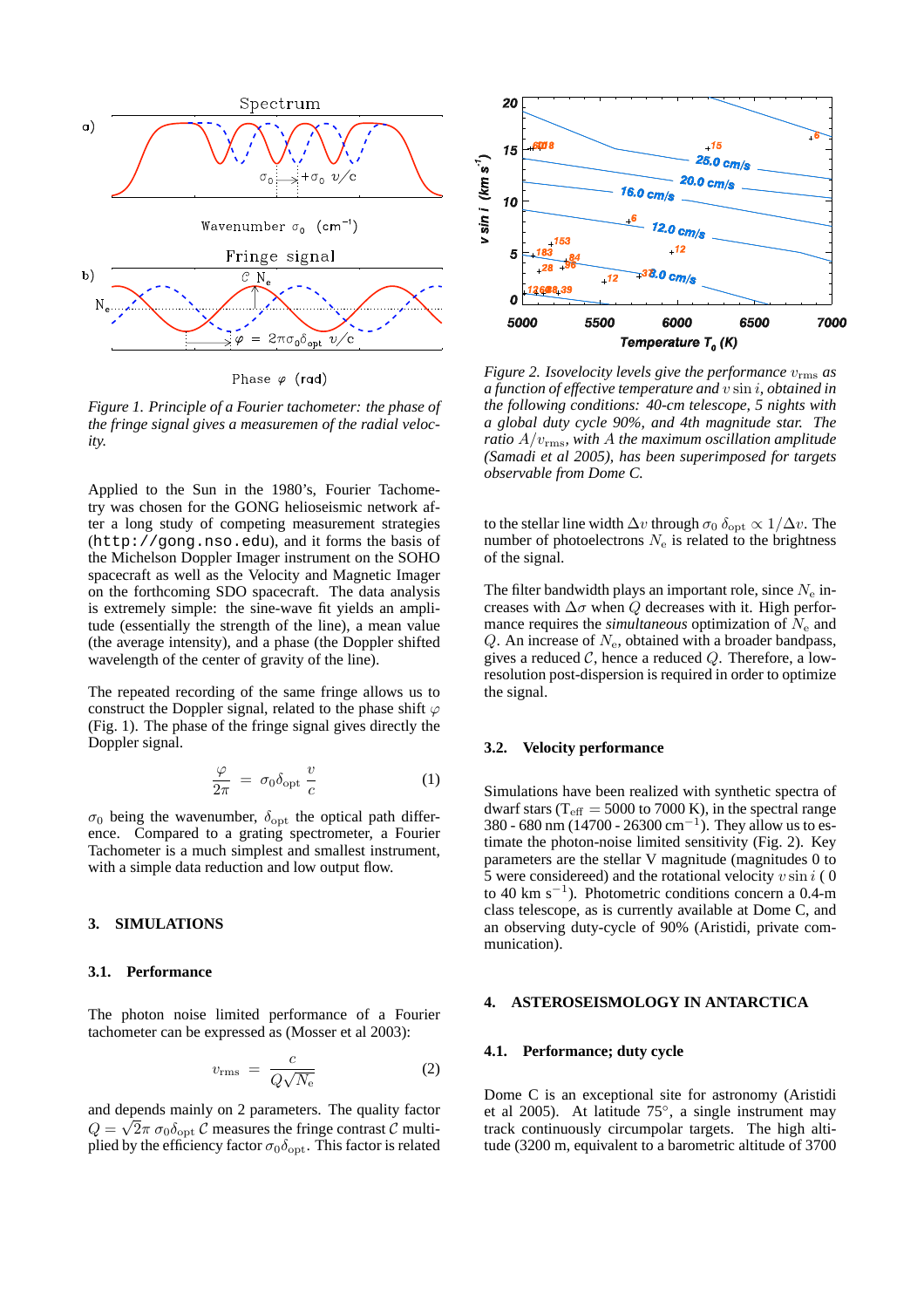*Figure 1. Principle of a Fourier tachometer: the phase of the fringe signal gives a measuremen of the radial velocity.*

Applied to the Sun in the 1980's, Fourier Tachometry was chosen for the GONG helioseismic network after a long study of competing measurement strategies (`http://gong.nso.edu`), and it forms the basis of the Michelson Doppler Imager instrument on the SOHO spacecraft as well as the Velocity and Magnetic Imager on the forthcoming SDO spacecraft. The data analysis is extremely simple: the sine-wave fit yields an amplitude (essentially the strength of the line), a mean value (the average intensity), and a phase (the Doppler shifted wavelength of the center of gravity of the line).

The repeated recording of the same fringe allows us to construct the Doppler signal, related to the phase shift $\varphi$ (Fig. 1). The phase of the fringe signal gives directly the Doppler signal.

$$\frac{\varphi}{2\pi} = \sigma_0 \delta_{\rm opt} \frac{v}{c} \quad (1)$$

$\sigma_0$ being the wavenumber, $\delta_{\rm opt}$ the optical path difference. Compared to a grating spectrometer, a Fourier Tachometer is a much simplest and smallest instrument, with a simple data reduction and low output flow.

## 3. SIMULATIONS

### 3.1. Performance

The photon noise limited performance of a Fourier tachometer can be expressed as (Mosser et al 2003):

$$v_{\rm rms} = \frac{c}{Q\sqrt{N_{\rm e}}} \quad (2)$$

and depends mainly on 2 parameters. The quality factor $Q = \sqrt{2}\pi\ \sigma_0 \delta_{\rm opt}\ \mathcal{C}$ measures the fringe contrast $\mathcal{C}$ multiplied by the efficiency factor $\sigma_0 \delta_{\rm opt}$. This factor is related to the stellar line width $\Delta v$ through $\sigma_0\ \delta_{\rm opt} \propto 1/\Delta v$. The number of photoelectrons $N_{\rm e}$ is related to the brightness of the signal.

The filter bandwidth plays an important role, since $N_{\rm e}$ increases with $\Delta\sigma$ when $Q$ decreases with it. High performance requires the *simultaneous* optimization of $N_{\rm e}$ and $Q$. An increase of $N_{\rm e}$, obtained with a broader bandpass, gives a reduced $\mathcal{C}$, hence a reduced $Q$. Therefore, a low-resolution post-dispersion is required in order to optimize the signal.

*Figure 2. Isovelocity levels give the performance $v_{\rm rms}$ as a function of effective temperature and $v \sin i$, obtained in the following conditions: 40-cm telescope, 5 nights with a global duty cycle 90%, and 4th magnitude star. The ratio $A/v_{\rm rms}$, with $A$ the maximum oscillation amplitude (Samadi et al 2005), has been superimposed for targets observable from Dome C.*

### 3.2. Velocity performance

Simulations have been realized with synthetic spectra of dwarf stars ($T_{\rm eff} = 5000$ to 7000 K), in the spectral range 380 - 680 nm (14700 - 26300 cm$^{-1}$). They allow us to estimate the photon-noise limited sensitivity (Fig. 2). Key parameters are the stellar V magnitude (magnitudes 0 to 5 were considereed) and the rotational velocity $v \sin i$ ( 0 to 40 km s$^{-1}$). Photometric conditions concern a 0.4-m class telescope, as is currently available at Dome C, and an observing duty-cycle of 90% (Aristidi, private communication).

## 4. ASTEROSEISMOLOGY IN ANTARCTICA

### 4.1. Performance; duty cycle

Dome C is an exceptional site for astronomy (Aristidi et al 2005). At latitude 75°, a single instrument may track continuously circumpolar targets. The high altitude (3200 m, equivalent to a barometric altitude of 3700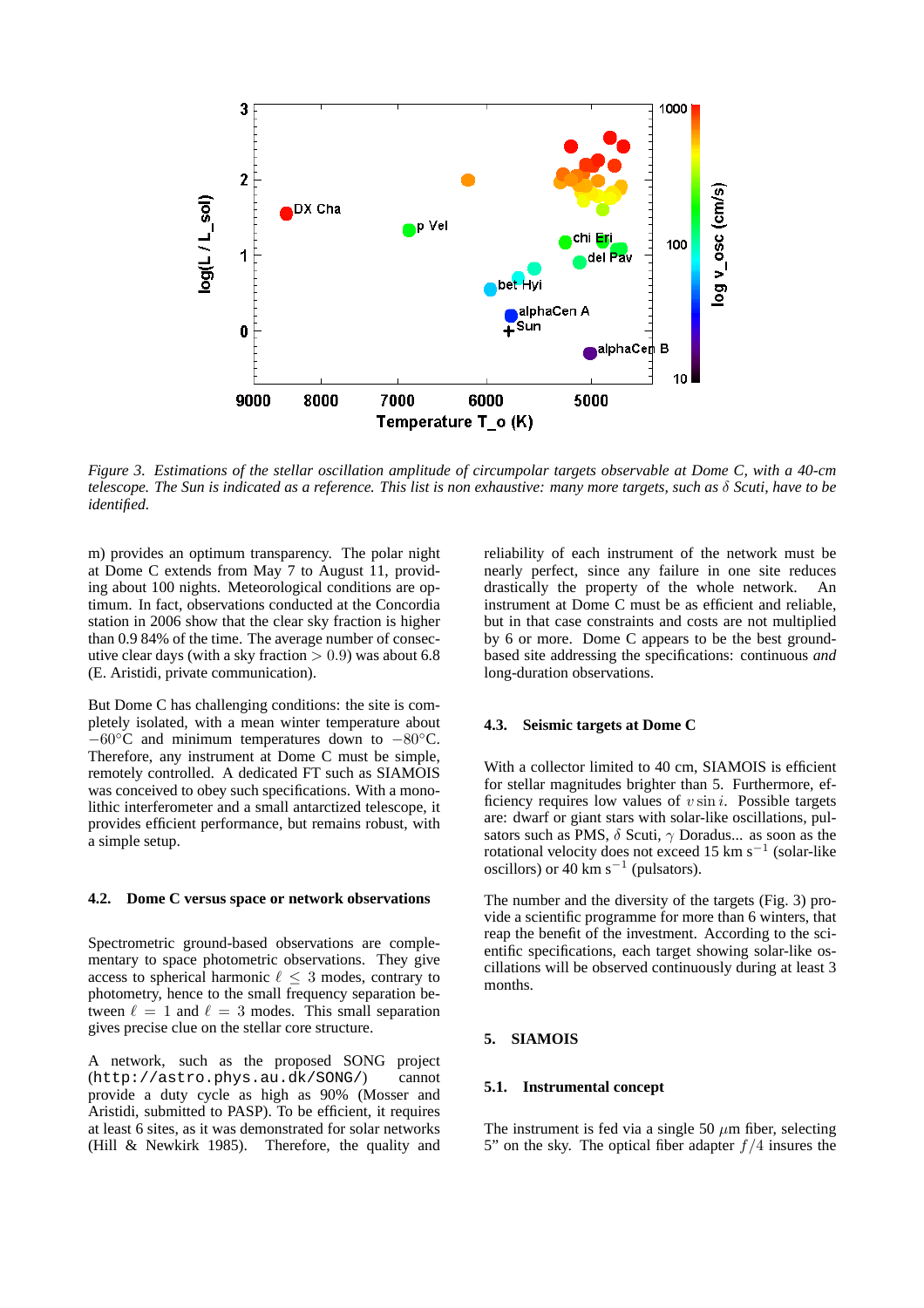*Figure 3. Estimations of the stellar oscillation amplitude of circumpolar targets observable at Dome C, with a 40-cm telescope. The Sun is indicated as a reference. This list is non exhaustive: many more targets, such as $\delta$ Scuti, have to be identified.*

m) provides an optimum transparency. The polar night at Dome C extends from May 7 to August 11, providing about 100 nights. Meteorological conditions are optimum. In fact, observations conducted at the Concordia station in 2006 show that the clear sky fraction is higher than 0.9 84% of the time. The average number of consecutive clear days (with a sky fraction $> 0.9$) was about 6.8 (E. Aristidi, private communication).

But Dome C has challenging conditions: the site is completely isolated, with a mean winter temperature about $-60°$C and minimum temperatures down to $-80°$C. Therefore, any instrument at Dome C must be simple, remotely controlled. A dedicated FT such as SIAMOIS was conceived to obey such specifications. With a monolithic interferometer and a small antarctized telescope, it provides efficient performance, but remains robust, with a simple setup.

### 4.2. Dome C versus space or network observations

Spectrometric ground-based observations are complementary to space photometric observations. They give access to spherical harmonic $\ell \leq 3$ modes, contrary to photometry, hence to the small frequency separation between $\ell = 1$ and $\ell = 3$ modes. This small separation gives precise clue on the stellar core structure.

A network, such as the proposed SONG project (`http://astro.phys.au.dk/SONG/`) cannot provide a duty cycle as high as 90% (Mosser and Aristidi, submitted to PASP). To be efficient, it requires at least 6 sites, as it was demonstrated for solar networks (Hill & Newkirk 1985). Therefore, the quality and reliability of each instrument of the network must be nearly perfect, since any failure in one site reduces drastically the property of the whole network. An instrument at Dome C must be as efficient and reliable, but in that case constraints and costs are not multiplied by 6 or more. Dome C appears to be the best ground-based site addressing the specifications: continuous *and* long-duration observations.

### 4.3. Seismic targets at Dome C

With a collector limited to 40 cm, SIAMOIS is efficient for stellar magnitudes brighter than 5. Furthermore, efficiency requires low values of $v \sin i$. Possible targets are: dwarf or giant stars with solar-like oscillations, pulsators such as PMS, $\delta$ Scuti, $\gamma$ Doradus... as soon as the rotational velocity does not exceed 15 km s$^{-1}$ (solar-like oscillors) or 40 km s$^{-1}$ (pulsators).

The number and the diversity of the targets (Fig. 3) provide a scientific programme for more than 6 winters, that reap the benefit of the investment. According to the scientific specifications, each target showing solar-like oscillations will be observed continuously during at least 3 months.

## 5. SIAMOIS

### 5.1. Instrumental concept

The instrument is fed via a single 50 $\mu$m fiber, selecting 5” on the sky. The optical fiber adapter $f/4$ insures the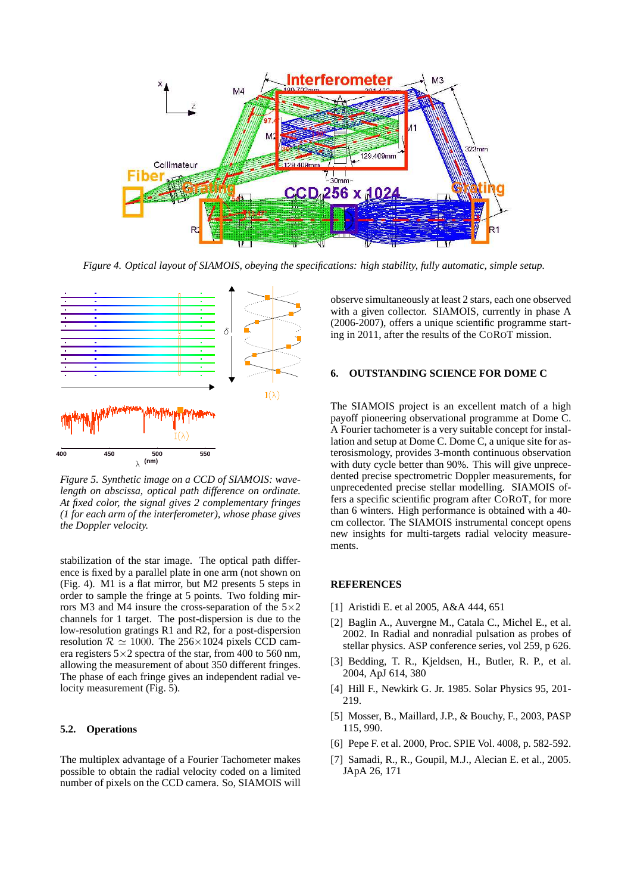Interferometer

M3

M4

M1

M2

Collimateur

Fiber

Grating

Grating

CCD 256 x 1024

R2

R1

323mm

129.409mm

129.409mm

30mm

*Figure 4. Optical layout of SIAMOIS, obeying the specifications: high stability, fully automatic, simple setup.*

δ

I(λ)

I(λ)

400

450

500

550

λ (nm)

*Figure 5. Synthetic image on a CCD of SIAMOIS: wavelength on abscissa, optical path difference on ordinate. At fixed color, the signal gives 2 complementary fringes (1 for each arm of the interferometer), whose phase gives the Doppler velocity.*

stabilization of the star image. The optical path difference is fixed by a parallel plate in one arm (not shown on (Fig. 4). M1 is a flat mirror, but M2 presents 5 steps in order to sample the fringe at 5 points. Two folding mirrors M3 and M4 insure the cross-separation of the $5\times2$ channels for 1 target. The post-dispersion is due to the low-resolution gratings R1 and R2, for a post-dispersion resolution $\mathcal{R} \simeq 1000$. The $256\times1024$ pixels CCD camera registers $5\times2$ spectra of the star, from 400 to 560 nm, allowing the measurement of about 350 different fringes. The phase of each fringe gives an independent radial velocity measurement (Fig. 5).

### 5.2. Operations

The multiplex advantage of a Fourier Tachometer makes possible to obtain the radial velocity coded on a limited number of pixels on the CCD camera. So, SIAMOIS will observe simultaneously at least 2 stars, each one observed with a given collector. SIAMOIS, currently in phase A (2006-2007), offers a unique scientific programme starting in 2011, after the results of the CoRoT mission.

## 6. OUTSTANDING SCIENCE FOR DOME C

The SIAMOIS project is an excellent match of a high payoff pioneering observational programme at Dome C. A Fourier tachometer is a very suitable concept for installation and setup at Dome C. Dome C, a unique site for asterosismology, provides 3-month continuous observation with duty cycle better than 90%. This will give unprecedented precise spectrometric Doppler measurements, for unprecedented precise stellar modelling. SIAMOIS offers a specific scientific program after CoRoT, for more than 6 winters. High performance is obtained with a 40-cm collector. The SIAMOIS instrumental concept opens new insights for multi-targets radial velocity measurements.

## REFERENCES

[1] Aristidi E. et al 2005, A&A 444, 651

[2] Baglin A., Auvergne M., Catala C., Michel E., et al. 2002. In Radial and nonradial pulsation as probes of stellar physics. ASP conference series, vol 259, p 626.

[3] Bedding, T. R., Kjeldsen, H., Butler, R. P., et al. 2004, ApJ 614, 380

[4] Hill F., Newkirk G. Jr. 1985. Solar Physics 95, 201-219.

[5] Mosser, B., Maillard, J.P., & Bouchy, F., 2003, PASP 115, 990.

[6] Pepe F. et al. 2000, Proc. SPIE Vol. 4008, p. 582-592.

[7] Samadi, R., R., Goupil, M.J., Alecian E. et al., 2005. JApA 26, 171